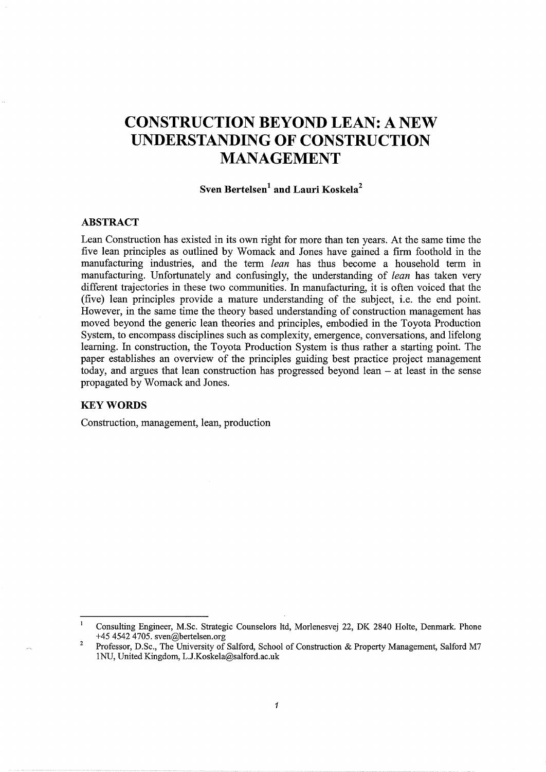# CONSTRUCTION BEYOND LEAN: A NEW UNDERSTANDING OF CONSTRUCTION MANAGEMENT

**Sven Bertelsen[1] and Lauri Koskela[2]**

## ABSTRACT

Lean Construction has existed in its own right for more than ten years. At the same time the five lean principles as outlined by Womack and Jones have gained a firm foothold in the manufacturing industries, and the term *lean* has thus become a household term in manufacturing. Unfortunately and confusingly, the understanding of *lean* has taken very different trajectories in these two communities. In manufacturing, it is often voiced that the (five) lean principles provide a mature understanding of the subject, i.e. the end point. However, in the same time the theory based understanding of construction management has moved beyond the generic lean theories and principles, embodied in the Toyota Production System, to encompass disciplines such as complexity, emergence, conversations, and lifelong learning. In construction, the Toyota Production System is thus rather a starting point. The paper establishes an overview of the principles guiding best practice project management today, and argues that lean construction has progressed beyond lean – at least in the sense propagated by Womack and Jones.

## KEY WORDS

Construction, management, lean, production

---

[1] Consulting Engineer, M.Sc. Strategic Counselors ltd, Morlenesvej 22, DK 2840 Holte, Denmark. Phone +45 4542 4705. sven@bertelsen.org

[2] Professor, D.Sc., The University of Salford, School of Construction & Property Management, Salford M7 1NU, United Kingdom, L.J.Koskela@salford.ac.uk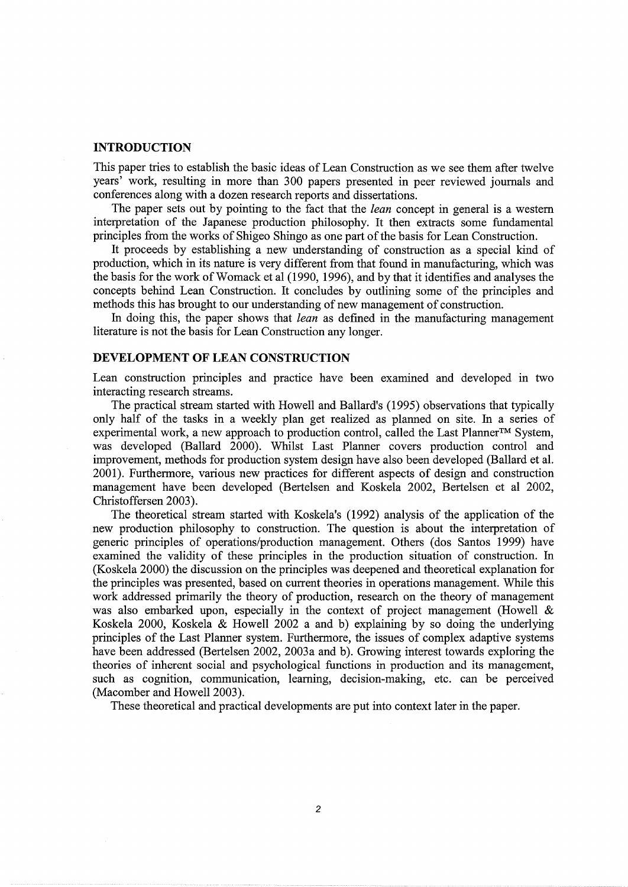## INTRODUCTION

This paper tries to establish the basic ideas of Lean Construction as we see them after twelve years' work, resulting in more than 300 papers presented in peer reviewed journals and conferences along with a dozen research reports and dissertations.

The paper sets out by pointing to the fact that the *lean* concept in general is a western interpretation of the Japanese production philosophy. It then extracts some fundamental principles from the works of Shigeo Shingo as one part of the basis for Lean Construction.

It proceeds by establishing a new understanding of construction as a special kind of production, which in its nature is very different from that found in manufacturing, which was the basis for the work of Womack et al (1990, 1996), and by that it identifies and analyses the concepts behind Lean Construction. It concludes by outlining some of the principles and methods this has brought to our understanding of new management of construction.

In doing this, the paper shows that *lean* as defined in the manufacturing management literature is not the basis for Lean Construction any longer.

## DEVELOPMENT OF LEAN CONSTRUCTION

Lean construction principles and practice have been examined and developed in two interacting research streams.

The practical stream started with Howell and Ballard's (1995) observations that typically only half of the tasks in a weekly plan get realized as planned on site. In a series of experimental work, a new approach to production control, called the Last Planner™ System, was developed (Ballard 2000). Whilst Last Planner covers production control and improvement, methods for production system design have also been developed (Ballard et al. 2001). Furthermore, various new practices for different aspects of design and construction management have been developed (Bertelsen and Koskela 2002, Bertelsen et al 2002, Christoffersen 2003).

The theoretical stream started with Koskela's (1992) analysis of the application of the new production philosophy to construction. The question is about the interpretation of generic principles of operations/production management. Others (dos Santos 1999) have examined the validity of these principles in the production situation of construction. In (Koskela 2000) the discussion on the principles was deepened and theoretical explanation for the principles was presented, based on current theories in operations management. While this work addressed primarily the theory of production, research on the theory of management was also embarked upon, especially in the context of project management (Howell & Koskela 2000, Koskela & Howell 2002 a and b) explaining by so doing the underlying principles of the Last Planner system. Furthermore, the issues of complex adaptive systems have been addressed (Bertelsen 2002, 2003a and b). Growing interest towards exploring the theories of inherent social and psychological functions in production and its management, such as cognition, communication, learning, decision-making, etc. can be perceived (Macomber and Howell 2003).

These theoretical and practical developments are put into context later in the paper.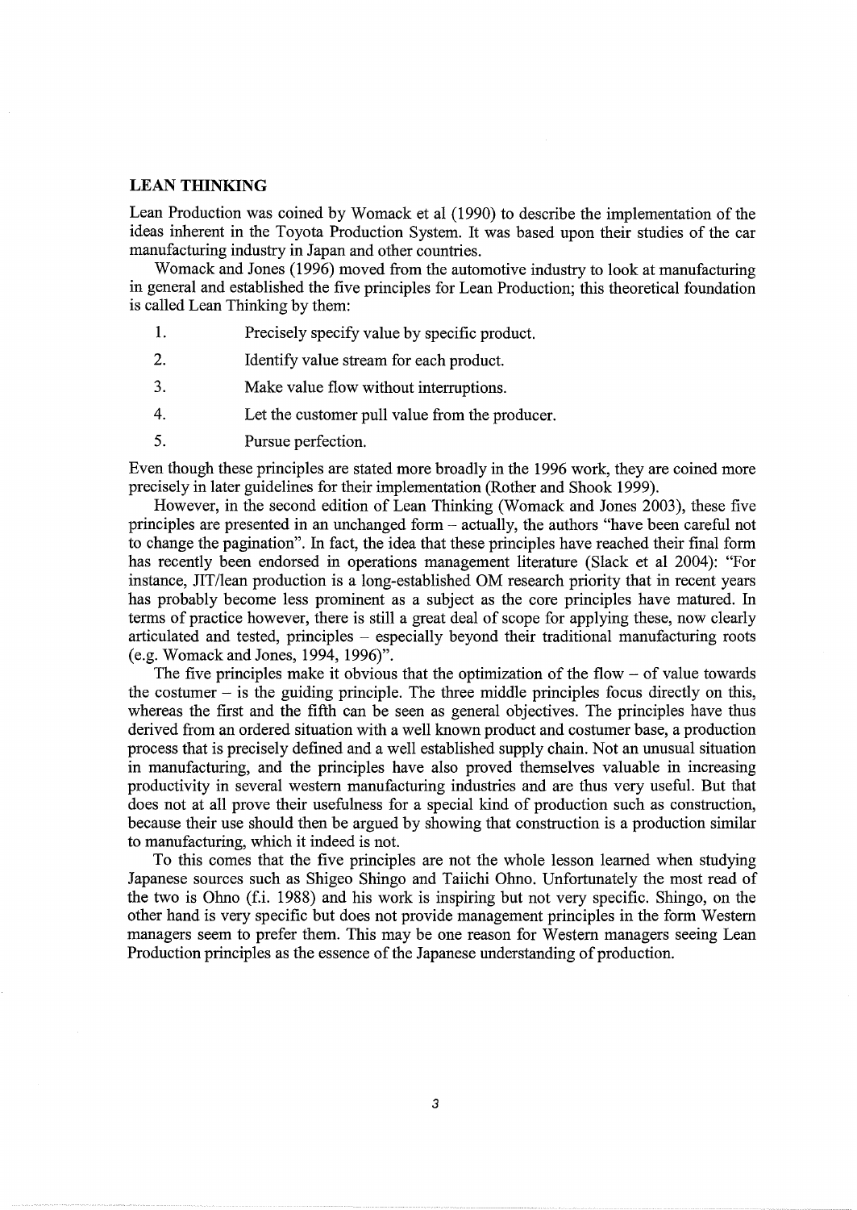## LEAN THINKING

Lean Production was coined by Womack et al (1990) to describe the implementation of the ideas inherent in the Toyota Production System. It was based upon their studies of the car manufacturing industry in Japan and other countries.

Womack and Jones (1996) moved from the automotive industry to look at manufacturing in general and established the five principles for Lean Production; this theoretical foundation is called Lean Thinking by them:

1. Precisely specify value by specific product.
2. Identify value stream for each product.
3. Make value flow without interruptions.
4. Let the customer pull value from the producer.
5. Pursue perfection.

Even though these principles are stated more broadly in the 1996 work, they are coined more precisely in later guidelines for their implementation (Rother and Shook 1999).

However, in the second edition of Lean Thinking (Womack and Jones 2003), these five principles are presented in an unchanged form – actually, the authors "have been careful not to change the pagination". In fact, the idea that these principles have reached their final form has recently been endorsed in operations management literature (Slack et al 2004): "For instance, JIT/lean production is a long-established OM research priority that in recent years has probably become less prominent as a subject as the core principles have matured. In terms of practice however, there is still a great deal of scope for applying these, now clearly articulated and tested, principles – especially beyond their traditional manufacturing roots (e.g. Womack and Jones, 1994, 1996)".

The five principles make it obvious that the optimization of the flow – of value towards the costumer – is the guiding principle. The three middle principles focus directly on this, whereas the first and the fifth can be seen as general objectives. The principles have thus derived from an ordered situation with a well known product and costumer base, a production process that is precisely defined and a well established supply chain. Not an unusual situation in manufacturing, and the principles have also proved themselves valuable in increasing productivity in several western manufacturing industries and are thus very useful. But that does not at all prove their usefulness for a special kind of production such as construction, because their use should then be argued by showing that construction is a production similar to manufacturing, which it indeed is not.

To this comes that the five principles are not the whole lesson learned when studying Japanese sources such as Shigeo Shingo and Taiichi Ohno. Unfortunately the most read of the two is Ohno (f.i. 1988) and his work is inspiring but not very specific. Shingo, on the other hand is very specific but does not provide management principles in the form Western managers seem to prefer them. This may be one reason for Western managers seeing Lean Production principles as the essence of the Japanese understanding of production.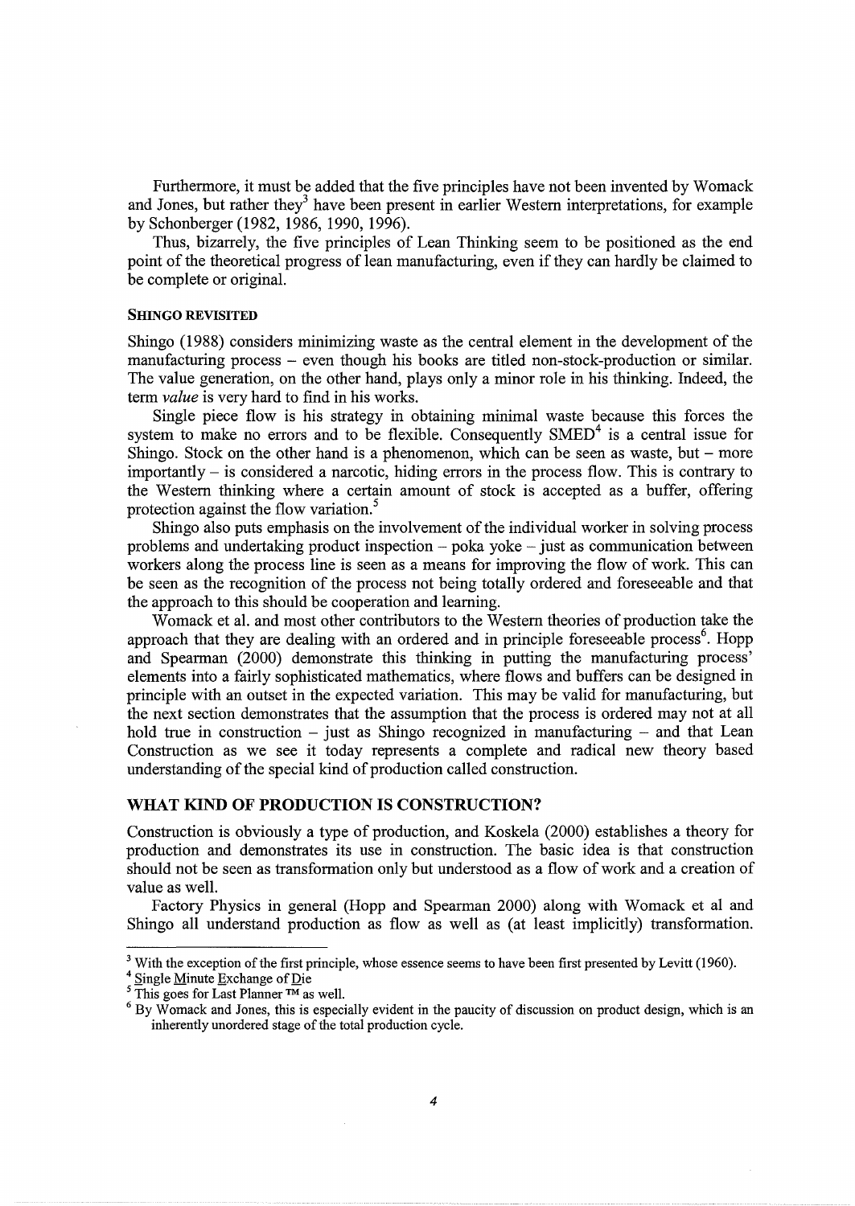Furthermore, it must be added that the five principles have not been invented by Womack and Jones, but rather they[3] have been present in earlier Western interpretations, for example by Schonberger (1982, 1986, 1990, 1996).

Thus, bizarrely, the five principles of Lean Thinking seem to be positioned as the end point of the theoretical progress of lean manufacturing, even if they can hardly be claimed to be complete or original.

### SHINGO REVISITED

Shingo (1988) considers minimizing waste as the central element in the development of the manufacturing process – even though his books are titled non-stock-production or similar. The value generation, on the other hand, plays only a minor role in his thinking. Indeed, the term *value* is very hard to find in his works.

Single piece flow is his strategy in obtaining minimal waste because this forces the system to make no errors and to be flexible. Consequently SMED[4] is a central issue for Shingo. Stock on the other hand is a phenomenon, which can be seen as waste, but – more importantly – is considered a narcotic, hiding errors in the process flow. This is contrary to the Western thinking where a certain amount of stock is accepted as a buffer, offering protection against the flow variation.[5]

Shingo also puts emphasis on the involvement of the individual worker in solving process problems and undertaking product inspection – poka yoke – just as communication between workers along the process line is seen as a means for improving the flow of work. This can be seen as the recognition of the process not being totally ordered and foreseeable and that the approach to this should be cooperation and learning.

Womack et al. and most other contributors to the Western theories of production take the approach that they are dealing with an ordered and in principle foreseeable process[6]. Hopp and Spearman (2000) demonstrate this thinking in putting the manufacturing process' elements into a fairly sophisticated mathematics, where flows and buffers can be designed in principle with an outset in the expected variation. This may be valid for manufacturing, but the next section demonstrates that the assumption that the process is ordered may not at all hold true in construction – just as Shingo recognized in manufacturing – and that Lean Construction as we see it today represents a complete and radical new theory based understanding of the special kind of production called construction.

## WHAT KIND OF PRODUCTION IS CONSTRUCTION?

Construction is obviously a type of production, and Koskela (2000) establishes a theory for production and demonstrates its use in construction. The basic idea is that construction should not be seen as transformation only but understood as a flow of work and a creation of value as well.

Factory Physics in general (Hopp and Spearman 2000) along with Womack et al and Shingo all understand production as flow as well as (at least implicitly) transformation.

---

[3] With the exception of the first principle, whose essence seems to have been first presented by Levitt (1960).

[4] Single Minute Exchange of Die

[5] This goes for Last Planner ™ as well.

[6] By Womack and Jones, this is especially evident in the paucity of discussion on product design, which is an inherently unordered stage of the total production cycle.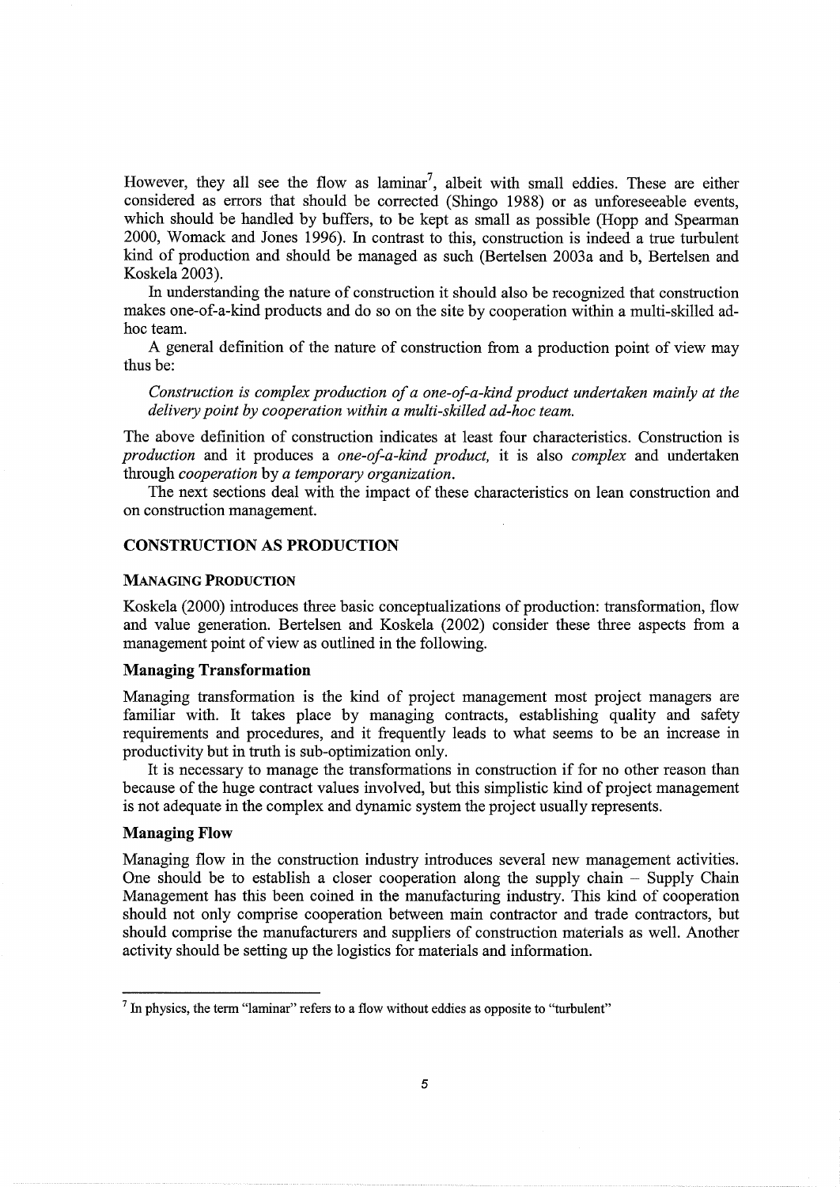However, they all see the flow as laminar[7], albeit with small eddies. These are either considered as errors that should be corrected (Shingo 1988) or as unforeseeable events, which should be handled by buffers, to be kept as small as possible (Hopp and Spearman 2000, Womack and Jones 1996). In contrast to this, construction is indeed a true turbulent kind of production and should be managed as such (Bertelsen 2003a and b, Bertelsen and Koskela 2003).

In understanding the nature of construction it should also be recognized that construction makes one-of-a-kind products and do so on the site by cooperation within a multi-skilled ad-hoc team.

A general definition of the nature of construction from a production point of view may thus be:

*Construction is complex production of a one-of-a-kind product undertaken mainly at the delivery point by cooperation within a multi-skilled ad-hoc team.*

The above definition of construction indicates at least four characteristics. Construction is *production* and it produces a *one-of-a-kind product,* it is also *complex* and undertaken through *cooperation* by *a temporary organization*.

The next sections deal with the impact of these characteristics on lean construction and on construction management.

## CONSTRUCTION AS PRODUCTION

### MANAGING PRODUCTION

Koskela (2000) introduces three basic conceptualizations of production: transformation, flow and value generation. Bertelsen and Koskela (2002) consider these three aspects from a management point of view as outlined in the following.

#### Managing Transformation

Managing transformation is the kind of project management most project managers are familiar with. It takes place by managing contracts, establishing quality and safety requirements and procedures, and it frequently leads to what seems to be an increase in productivity but in truth is sub-optimization only.

It is necessary to manage the transformations in construction if for no other reason than because of the huge contract values involved, but this simplistic kind of project management is not adequate in the complex and dynamic system the project usually represents.

#### Managing Flow

Managing flow in the construction industry introduces several new management activities. One should be to establish a closer cooperation along the supply chain – Supply Chain Management has this been coined in the manufacturing industry. This kind of cooperation should not only comprise cooperation between main contractor and trade contractors, but should comprise the manufacturers and suppliers of construction materials as well. Another activity should be setting up the logistics for materials and information.

---

[7] In physics, the term "laminar" refers to a flow without eddies as opposite to "turbulent"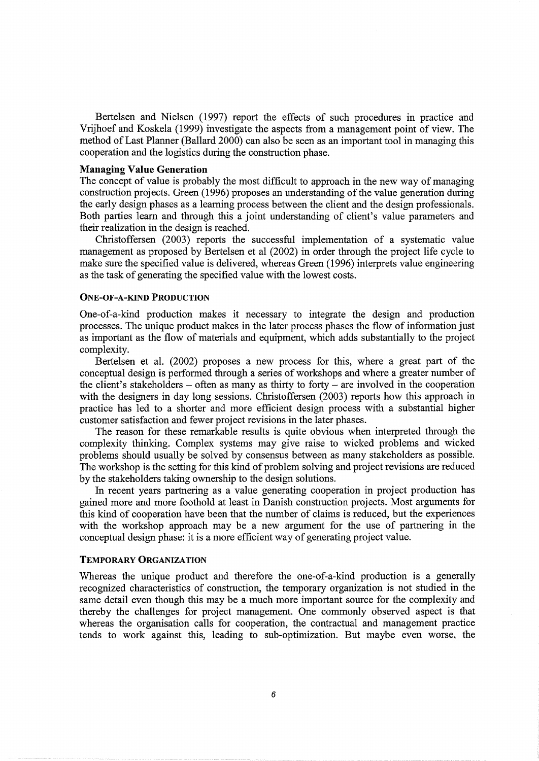Bertelsen and Nielsen (1997) report the effects of such procedures in practice and Vrijhoef and Koskela (1999) investigate the aspects from a management point of view. The method of Last Planner (Ballard 2000) can also be seen as an important tool in managing this cooperation and the logistics during the construction phase.

### Managing Value Generation

The concept of value is probably the most difficult to approach in the new way of managing construction projects. Green (1996) proposes an understanding of the value generation during the early design phases as a learning process between the client and the design professionals. Both parties learn and through this a joint understanding of client's value parameters and their realization in the design is reached.

Christoffersen (2003) reports the successful implementation of a systematic value management as proposed by Bertelsen et al (2002) in order through the project life cycle to make sure the specified value is delivered, whereas Green (1996) interprets value engineering as the task of generating the specified value with the lowest costs.

## One-of-a-kind Production

One-of-a-kind production makes it necessary to integrate the design and production processes. The unique product makes in the later process phases the flow of information just as important as the flow of materials and equipment, which adds substantially to the project complexity.

Bertelsen et al. (2002) proposes a new process for this, where a great part of the conceptual design is performed through a series of workshops and where a greater number of the client's stakeholders – often as many as thirty to forty – are involved in the cooperation with the designers in day long sessions. Christoffersen (2003) reports how this approach in practice has led to a shorter and more efficient design process with a substantial higher customer satisfaction and fewer project revisions in the later phases.

The reason for these remarkable results is quite obvious when interpreted through the complexity thinking. Complex systems may give raise to wicked problems and wicked problems should usually be solved by consensus between as many stakeholders as possible. The workshop is the setting for this kind of problem solving and project revisions are reduced by the stakeholders taking ownership to the design solutions.

In recent years partnering as a value generating cooperation in project production has gained more and more foothold at least in Danish construction projects. Most arguments for this kind of cooperation have been that the number of claims is reduced, but the experiences with the workshop approach may be a new argument for the use of partnering in the conceptual design phase: it is a more efficient way of generating project value.

## Temporary Organization

Whereas the unique product and therefore the one-of-a-kind production is a generally recognized characteristics of construction, the temporary organization is not studied in the same detail even though this may be a much more important source for the complexity and thereby the challenges for project management. One commonly observed aspect is that whereas the organisation calls for cooperation, the contractual and management practice tends to work against this, leading to sub-optimization. But maybe even worse, the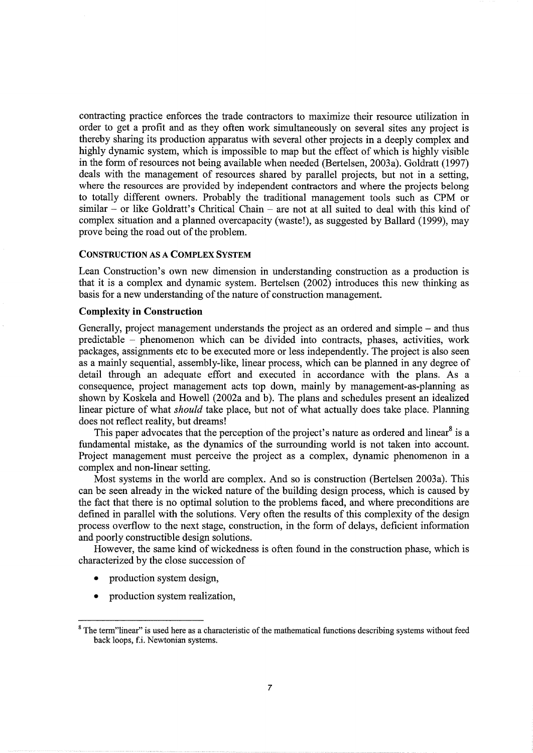contracting practice enforces the trade contractors to maximize their resource utilization in order to get a profit and as they often work simultaneously on several sites any project is thereby sharing its production apparatus with several other projects in a deeply complex and highly dynamic system, which is impossible to map but the effect of which is highly visible in the form of resources not being available when needed (Bertelsen, 2003a). Goldratt (1997) deals with the management of resources shared by parallel projects, but not in a setting, where the resources are provided by independent contractors and where the projects belong to totally different owners. Probably the traditional management tools such as CPM or similar – or like Goldratt's Chritical Chain – are not at all suited to deal with this kind of complex situation and a planned overcapacity (waste!), as suggested by Ballard (1999), may prove being the road out of the problem.

## CONSTRUCTION AS A COMPLEX SYSTEM

Lean Construction's own new dimension in understanding construction as a production is that it is a complex and dynamic system. Bertelsen (2002) introduces this new thinking as basis for a new understanding of the nature of construction management.

### Complexity in Construction

Generally, project management understands the project as an ordered and simple – and thus predictable – phenomenon which can be divided into contracts, phases, activities, work packages, assignments etc to be executed more or less independently. The project is also seen as a mainly sequential, assembly-like, linear process, which can be planned in any degree of detail through an adequate effort and executed in accordance with the plans. As a consequence, project management acts top down, mainly by management-as-planning as shown by Koskela and Howell (2002a and b). The plans and schedules present an idealized linear picture of what *should* take place, but not of what actually does take place. Planning does not reflect reality, but dreams!

This paper advocates that the perception of the project's nature as ordered and linear[8] is a fundamental mistake, as the dynamics of the surrounding world is not taken into account. Project management must perceive the project as a complex, dynamic phenomenon in a complex and non-linear setting.

Most systems in the world are complex. And so is construction (Bertelsen 2003a). This can be seen already in the wicked nature of the building design process, which is caused by the fact that there is no optimal solution to the problems faced, and where preconditions are defined in parallel with the solutions. Very often the results of this complexity of the design process overflow to the next stage, construction, in the form of delays, deficient information and poorly constructible design solutions.

However, the same kind of wickedness is often found in the construction phase, which is characterized by the close succession of

- production system design,
- production system realization,

[8] The term"linear" is used here as a characteristic of the mathematical functions describing systems without feed back loops, f.i. Newtonian systems.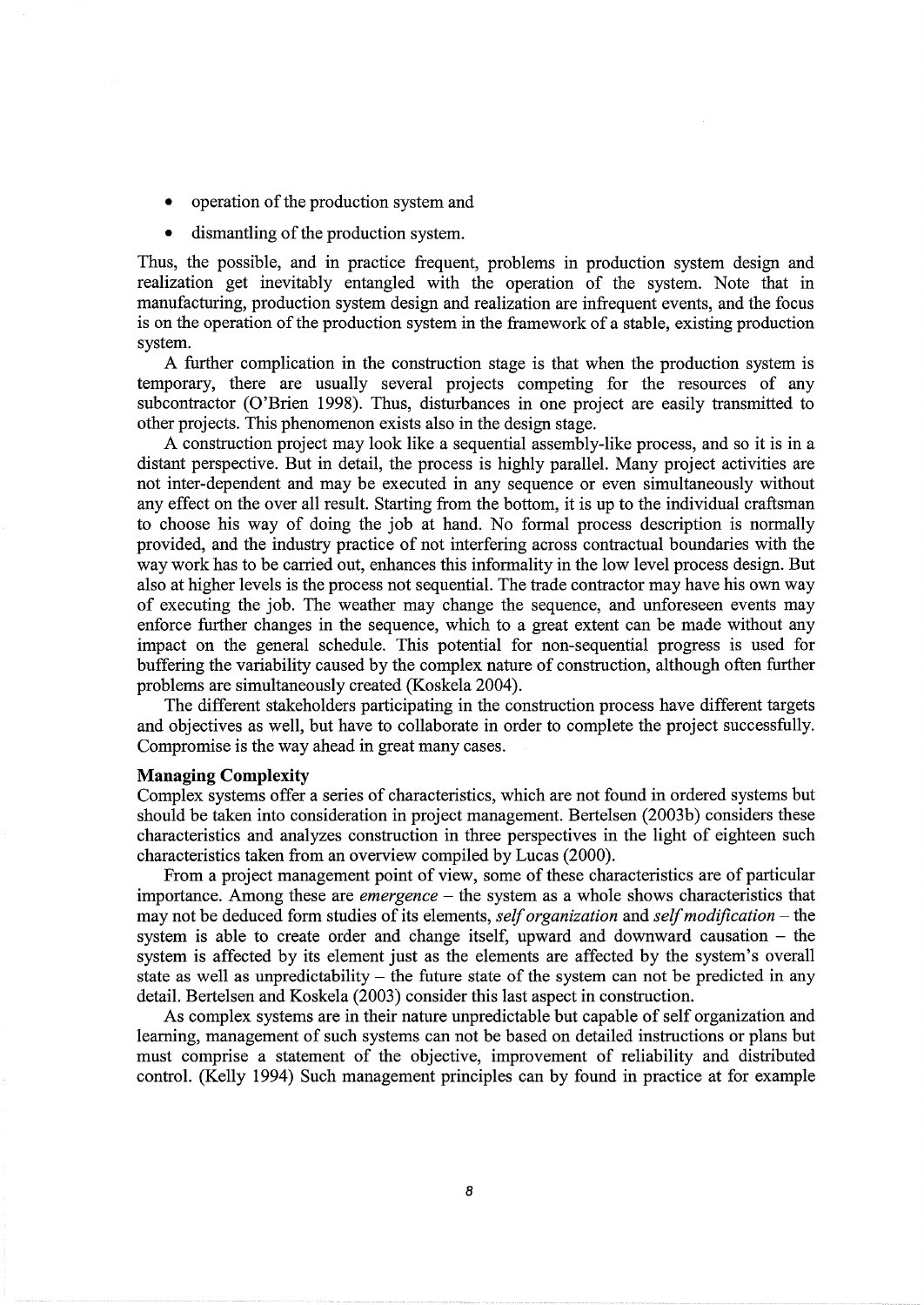- operation of the production system and
- dismantling of the production system.

Thus, the possible, and in practice frequent, problems in production system design and realization get inevitably entangled with the operation of the system. Note that in manufacturing, production system design and realization are infrequent events, and the focus is on the operation of the production system in the framework of a stable, existing production system.

A further complication in the construction stage is that when the production system is temporary, there are usually several projects competing for the resources of any subcontractor (O'Brien 1998). Thus, disturbances in one project are easily transmitted to other projects. This phenomenon exists also in the design stage.

A construction project may look like a sequential assembly-like process, and so it is in a distant perspective. But in detail, the process is highly parallel. Many project activities are not inter-dependent and may be executed in any sequence or even simultaneously without any effect on the over all result. Starting from the bottom, it is up to the individual craftsman to choose his way of doing the job at hand. No formal process description is normally provided, and the industry practice of not interfering across contractual boundaries with the way work has to be carried out, enhances this informality in the low level process design. But also at higher levels is the process not sequential. The trade contractor may have his own way of executing the job. The weather may change the sequence, and unforeseen events may enforce further changes in the sequence, which to a great extent can be made without any impact on the general schedule. This potential for non-sequential progress is used for buffering the variability caused by the complex nature of construction, although often further problems are simultaneously created (Koskela 2004).

The different stakeholders participating in the construction process have different targets and objectives as well, but have to collaborate in order to complete the project successfully. Compromise is the way ahead in great many cases.

**Managing Complexity**

Complex systems offer a series of characteristics, which are not found in ordered systems but should be taken into consideration in project management. Bertelsen (2003b) considers these characteristics and analyzes construction in three perspectives in the light of eighteen such characteristics taken from an overview compiled by Lucas (2000).

From a project management point of view, some of these characteristics are of particular importance. Among these are *emergence* – the system as a whole shows characteristics that may not be deduced form studies of its elements, *self organization* and *self modification* – the system is able to create order and change itself, upward and downward causation – the system is affected by its element just as the elements are affected by the system's overall state as well as unpredictability – the future state of the system can not be predicted in any detail. Bertelsen and Koskela (2003) consider this last aspect in construction.

As complex systems are in their nature unpredictable but capable of self organization and learning, management of such systems can not be based on detailed instructions or plans but must comprise a statement of the objective, improvement of reliability and distributed control. (Kelly 1994) Such management principles can by found in practice at for example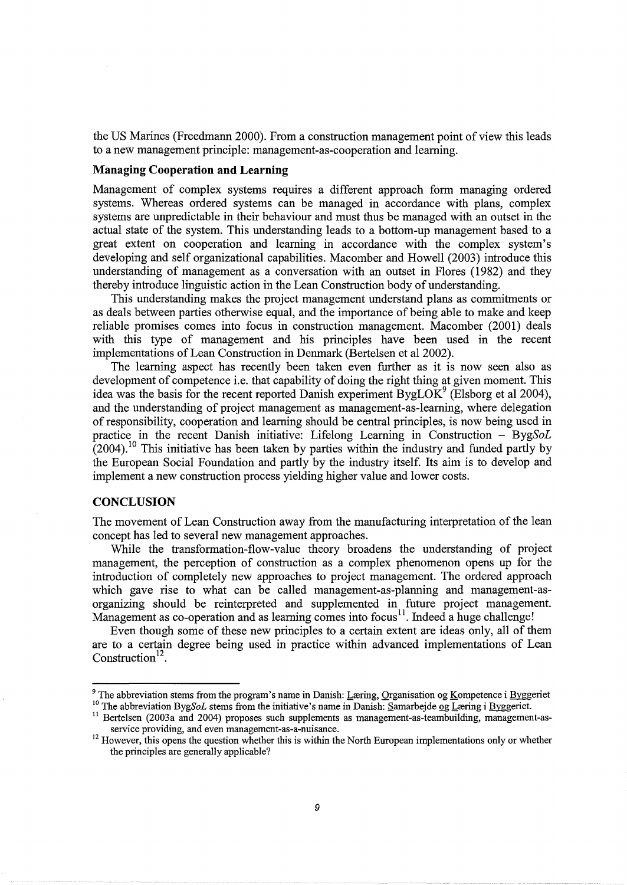the US Marines (Freedmann 2000). From a construction management point of view this leads to a new management principle: management-as-cooperation and learning.

### Managing Cooperation and Learning

Management of complex systems requires a different approach form managing ordered systems. Whereas ordered systems can be managed in accordance with plans, complex systems are unpredictable in their behaviour and must thus be managed with an outset in the actual state of the system. This understanding leads to a bottom-up management based to a great extent on cooperation and learning in accordance with the complex system's developing and self organizational capabilities. Macomber and Howell (2003) introduce this understanding of management as a conversation with an outset in Flores (1982) and they thereby introduce linguistic action in the Lean Construction body of understanding.

This understanding makes the project management understand plans as commitments or as deals between parties otherwise equal, and the importance of being able to make and keep reliable promises comes into focus in construction management. Macomber (2001) deals with this type of management and his principles have been used in the recent implementations of Lean Construction in Denmark (Bertelsen et al 2002).

The learning aspect has recently been taken even further as it is now seen also as development of competence i.e. that capability of doing the right thing at given moment. This idea was the basis for the recent reported Danish experiment BygLOK[9] (Elsborg et al 2004), and the understanding of project management as management-as-learning, where delegation of responsibility, cooperation and learning should be central principles, is now being used in practice in the recent Danish initiative: Lifelong Learning in Construction – Byg*SoL* (2004).[10] This initiative has been taken by parties within the industry and funded partly by the European Social Foundation and partly by the industry itself. Its aim is to develop and implement a new construction process yielding higher value and lower costs.

## CONCLUSION

The movement of Lean Construction away from the manufacturing interpretation of the lean concept has led to several new management approaches.

While the transformation-flow-value theory broadens the understanding of project management, the perception of construction as a complex phenomenon opens up for the introduction of completely new approaches to project management. The ordered approach which gave rise to what can be called management-as-planning and management-as-organizing should be reinterpreted and supplemented in future project management. Management as co-operation and as learning comes into focus[11]. Indeed a huge challenge!

Even though some of these new principles to a certain extent are ideas only, all of them are to a certain degree being used in practice within advanced implementations of Lean Construction[12].

---

[9] The abbreviation stems from the program's name in Danish: Læring, Organisation og Kompetence i Byggeriet

[10] The abbreviation Byg*SoL* stems from the initiative's name in Danish: Samarbejde og Læring i Byggeriet.

[11] Bertelsen (2003a and 2004) proposes such supplements as management-as-teambuilding, management-as-service providing, and even management-as-a-nuisance.

[12] However, this opens the question whether this is within the North European implementations only or whether the principles are generally applicable?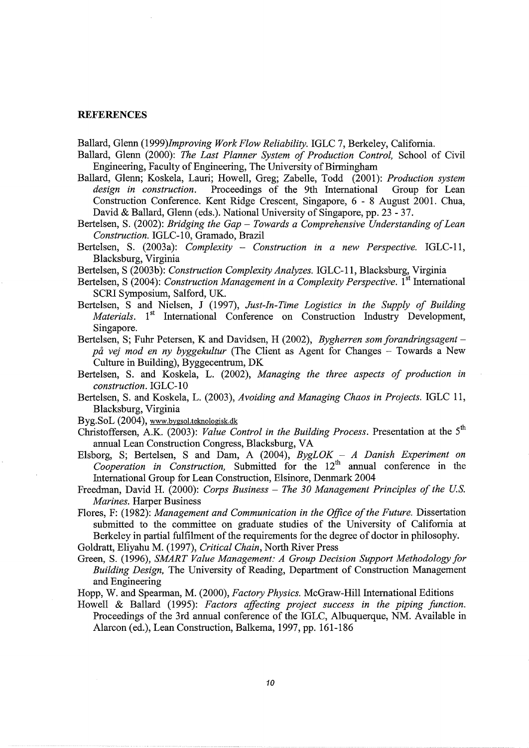## REFERENCES

Ballard, Glenn (1999)*Improving Work Flow Reliability.* IGLC 7, Berkeley, California.

Ballard, Glenn (2000): *The Last Planner System of Production Control,* School of Civil Engineering, Faculty of Engineering, The University of Birmingham

Ballard, Glenn; Koskela, Lauri; Howell, Greg; Zabelle, Todd (2001): *Production system design in construction.* Proceedings of the 9th International Group for Lean Construction Conference. Kent Ridge Crescent, Singapore, 6 - 8 August 2001. Chua, David & Ballard, Glenn (eds.). National University of Singapore, pp. 23 - 37.

Bertelsen, S. (2002): *Bridging the Gap – Towards a Comprehensive Understanding of Lean Construction.* IGLC-10, Gramado, Brazil

Bertelsen, S. (2003a): *Complexity – Construction in a new Perspective.* IGLC-11, Blacksburg, Virginia

Bertelsen, S (2003b): *Construction Complexity Analyzes.* IGLC-11, Blacksburg, Virginia

Bertelsen, S (2004): *Construction Management in a Complexity Perspective.* 1st International SCRI Symposium, Salford, UK.

Bertelsen, S and Nielsen, J (1997), *Just-In-Time Logistics in the Supply of Building Materials.* 1st International Conference on Construction Industry Development, Singapore.

Bertelsen, S; Fuhr Petersen, K and Davidsen, H (2002), *Bygherren som forandringsagent – på vej mod en ny byggekultur* (The Client as Agent for Changes – Towards a New Culture in Building), Byggecentrum, DK

Bertelsen, S. and Koskela, L. (2002), *Managing the three aspects of production in construction.* IGLC-10

Bertelsen, S. and Koskela, L. (2003), *Avoiding and Managing Chaos in Projects.* IGLC 11, Blacksburg, Virginia

Byg.SoL (2004), www.bygsol.teknologisk.dk

Christoffersen, A.K. (2003): *Value Control in the Building Process.* Presentation at the 5th annual Lean Construction Congress, Blacksburg, VA

Elsborg, S; Bertelsen, S and Dam, A (2004), *BygLOK – A Danish Experiment on Cooperation in Construction,* Submitted for the 12th annual conference in the International Group for Lean Construction, Elsinore, Denmark 2004

Freedman, David H. (2000): *Corps Business – The 30 Management Principles of the U.S. Marines.* Harper Business

Flores, F: (1982): *Management and Communication in the Office of the Future.* Dissertation submitted to the committee on graduate studies of the University of California at Berkeley in partial fulfilment of the requirements for the degree of doctor in philosophy.

Goldratt, Eliyahu M. (1997), *Critical Chain*, North River Press

Green, S. (1996), *SMART Value Management: A Group Decision Support Methodology for Building Design,* The University of Reading, Department of Construction Management and Engineering

Hopp, W. and Spearman, M. (2000), *Factory Physics.* McGraw-Hill International Editions

Howell & Ballard (1995): *Factors affecting project success in the piping function.* Proceedings of the 3rd annual conference of the IGLC, Albuquerque, NM. Available in Alarcon (ed.), Lean Construction, Balkema, 1997, pp. 161-186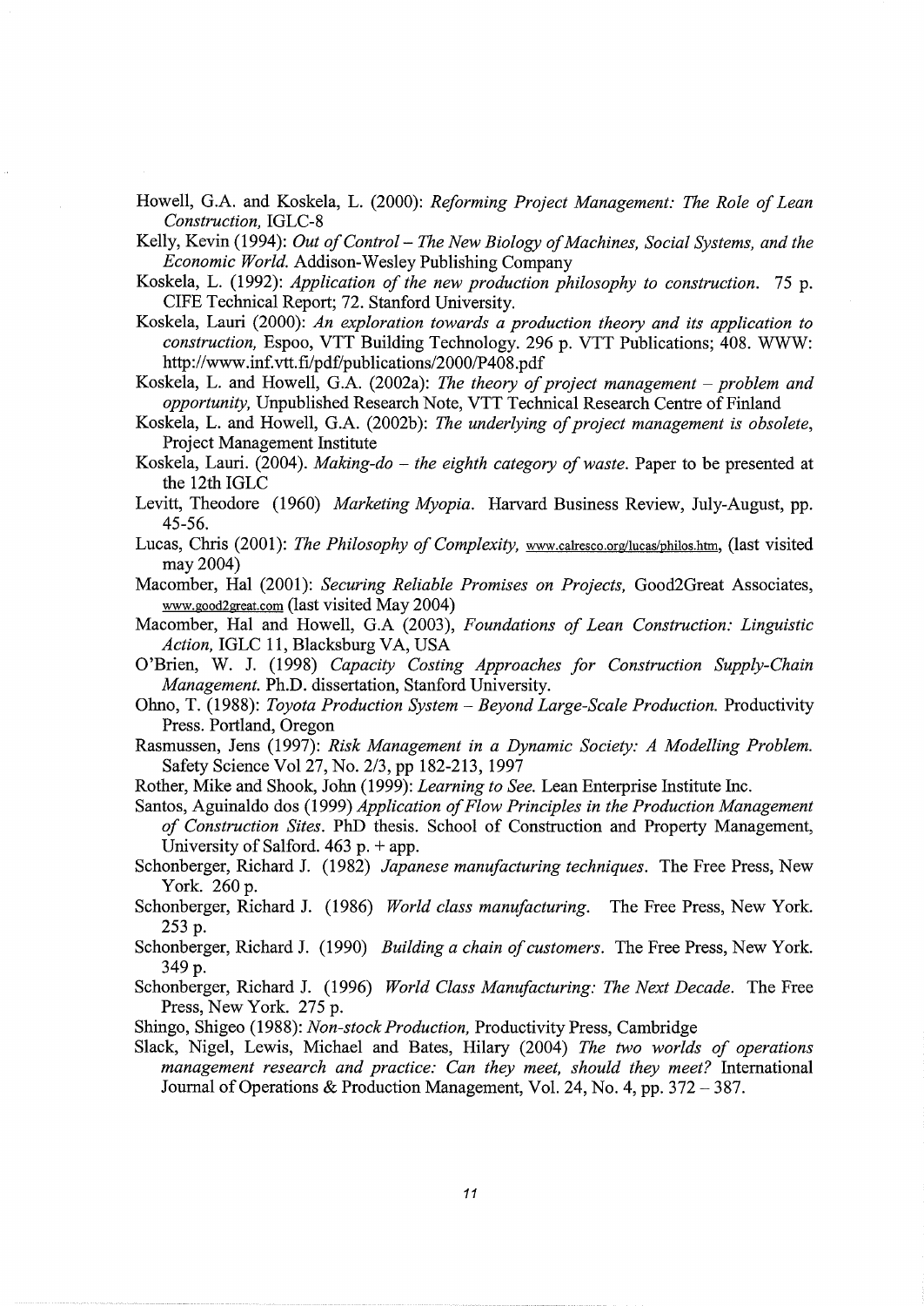Howell, G.A. and Koskela, L. (2000): *Reforming Project Management: The Role of Lean Construction,* IGLC-8

Kelly, Kevin (1994): *Out of Control – The New Biology of Machines, Social Systems, and the Economic World.* Addison-Wesley Publishing Company

Koskela, L. (1992): *Application of the new production philosophy to construction.* 75 p. CIFE Technical Report; 72. Stanford University.

Koskela, Lauri (2000): *An exploration towards a production theory and its application to construction,* Espoo, VTT Building Technology. 296 p. VTT Publications; 408. WWW: http://www.inf.vtt.fi/pdf/publications/2000/P408.pdf

Koskela, L. and Howell, G.A. (2002a): *The theory of project management – problem and opportunity,* Unpublished Research Note, VTT Technical Research Centre of Finland

Koskela, L. and Howell, G.A. (2002b): *The underlying of project management is obsolete*, Project Management Institute

Koskela, Lauri. (2004). *Making-do – the eighth category of waste.* Paper to be presented at the 12th IGLC

Levitt, Theodore (1960) *Marketing Myopia.* Harvard Business Review, July-August, pp. 45-56.

Lucas, Chris (2001): *The Philosophy of Complexity,* www.calresco.org/lucas/philos.htm, (last visited may 2004)

Macomber, Hal (2001): *Securing Reliable Promises on Projects,* Good2Great Associates, www.good2great.com (last visited May 2004)

Macomber, Hal and Howell, G.A (2003), *Foundations of Lean Construction: Linguistic Action,* IGLC 11, Blacksburg VA, USA

O'Brien, W. J. (1998) *Capacity Costing Approaches for Construction Supply-Chain Management.* Ph.D. dissertation, Stanford University.

Ohno, T. (1988): *Toyota Production System – Beyond Large-Scale Production.* Productivity Press. Portland, Oregon

Rasmussen, Jens (1997): *Risk Management in a Dynamic Society: A Modelling Problem.* Safety Science Vol 27, No. 2/3, pp 182-213, 1997

Rother, Mike and Shook, John (1999): *Learning to See.* Lean Enterprise Institute Inc.

Santos, Aguinaldo dos (1999) *Application of Flow Principles in the Production Management of Construction Sites.* PhD thesis. School of Construction and Property Management, University of Salford. 463 p. + app.

Schonberger, Richard J. (1982) *Japanese manufacturing techniques.* The Free Press, New York. 260 p.

Schonberger, Richard J. (1986) *World class manufacturing.* The Free Press, New York. 253 p.

Schonberger, Richard J. (1990) *Building a chain of customers.* The Free Press, New York. 349 p.

Schonberger, Richard J. (1996) *World Class Manufacturing: The Next Decade.* The Free Press, New York. 275 p.

Shingo, Shigeo (1988): *Non-stock Production,* Productivity Press, Cambridge

Slack, Nigel, Lewis, Michael and Bates, Hilary (2004) *The two worlds of operations management research and practice: Can they meet, should they meet?* International Journal of Operations & Production Management, Vol. 24, No. 4, pp. 372 – 387.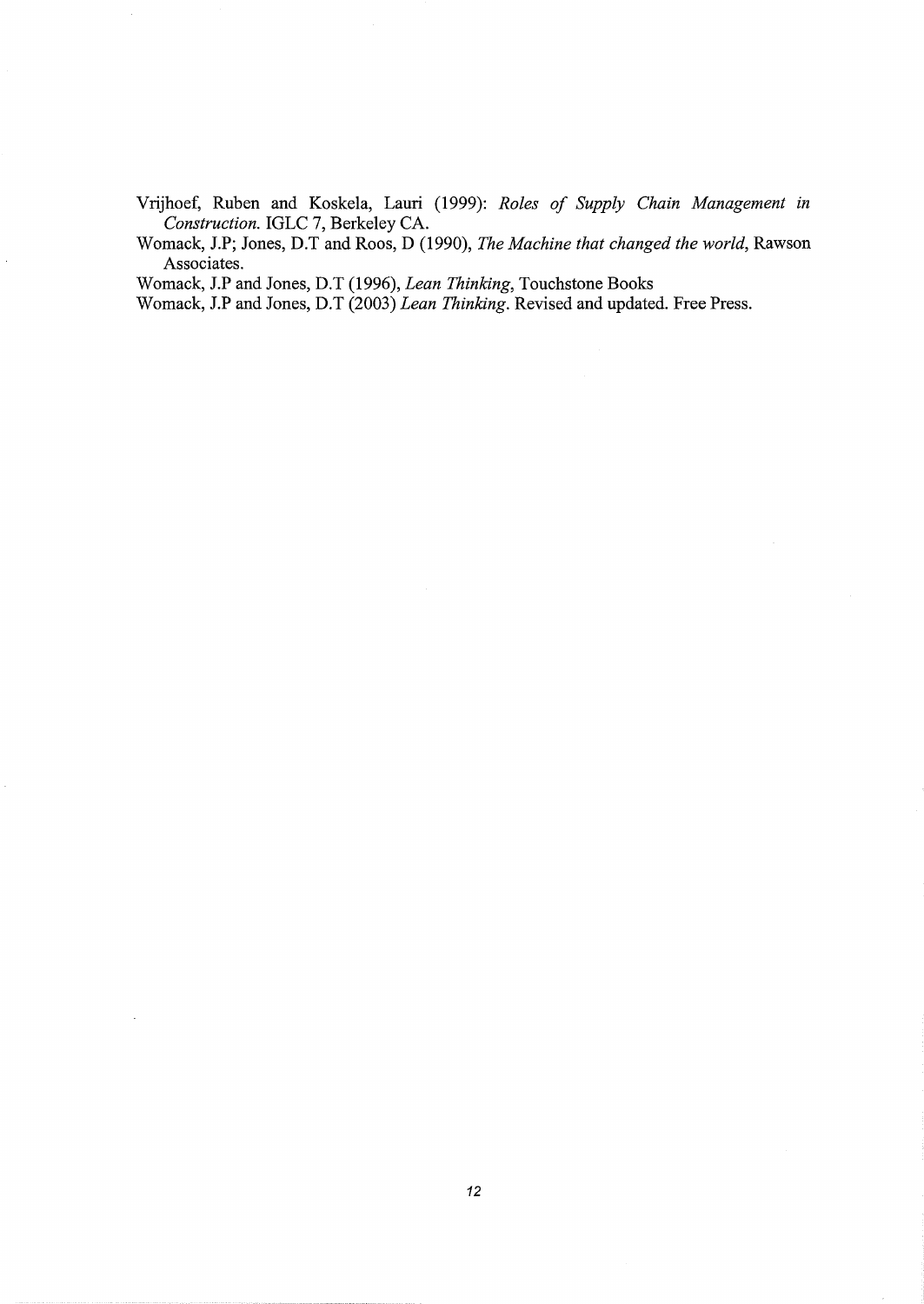Vrijhoef, Ruben and Koskela, Lauri (1999): *Roles of Supply Chain Management in Construction.* IGLC 7, Berkeley CA.

Womack, J.P; Jones, D.T and Roos, D (1990), *The Machine that changed the world*, Rawson Associates.

Womack, J.P and Jones, D.T (1996), *Lean Thinking*, Touchstone Books

Womack, J.P and Jones, D.T (2003) *Lean Thinking*. Revised and updated. Free Press.